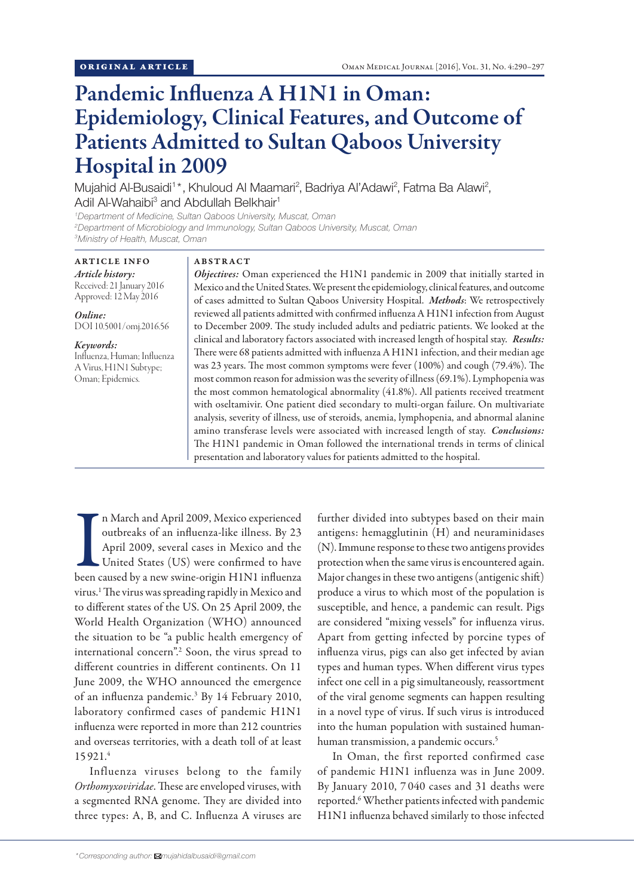ORIGINAL ARTICLE

# Pandemic Influenza A H1N1 in Oman: Epidemiology, Clinical Features, and Outcome of Patients Admitted to Sultan Qaboos University Hospital in 2009

Mujahid Al-Busaidi[1]*, Khuloud Al Maamari[2], Badriya Al'Adawi[2], Fatma Ba Alawi[2], Adil Al-Wahaibi[3] and Abdullah Belkhair[1]

[1]*Department of Medicine, Sultan Qaboos University, Muscat, Oman*
[2]*Department of Microbiology and Immunology, Sultan Qaboos University, Muscat, Oman*
[3]*Ministry of Health, Muscat, Oman*

**ARTICLE INFO**

*Article history:*
Received: 21 January 2016
Approved: 12 May 2016

*Online:*
DOI 10.5001/omj.2016.56

*Keywords:*
Influenza, Human; Influenza A Virus, H1N1 Subtype; Oman; Epidemics.

**ABSTRACT**

***Objectives:*** Oman experienced the H1N1 pandemic in 2009 that initially started in Mexico and the United States. We present the epidemiology, clinical features, and outcome of cases admitted to Sultan Qaboos University Hospital. ***Methods***: We retrospectively reviewed all patients admitted with confirmed influenza A H1N1 infection from August to December 2009. The study included adults and pediatric patients. We looked at the clinical and laboratory factors associated with increased length of hospital stay. ***Results:*** There were 68 patients admitted with influenza A H1N1 infection, and their median age was 23 years. The most common symptoms were fever (100%) and cough (79.4%). The most common reason for admission was the severity of illness (69.1%). Lymphopenia was the most common hematological abnormality (41.8%). All patients received treatment with oseltamivir. One patient died secondary to multi-organ failure. On multivariate analysis, severity of illness, use of steroids, anemia, lymphopenia, and abnormal alanine amino transferase levels were associated with increased length of stay. ***Conclusions:*** The H1N1 pandemic in Oman followed the international trends in terms of clinical presentation and laboratory values for patients admitted to the hospital.

In March and April 2009, Mexico experienced outbreaks of an influenza-like illness. By 23 April 2009, several cases in Mexico and the United States (US) were confirmed to have been caused by a new swine-origin H1N1 influenza virus.[1] The virus was spreading rapidly in Mexico and to different states of the US. On 25 April 2009, the World Health Organization (WHO) announced the situation to be "a public health emergency of international concern".[2] Soon, the virus spread to different countries in different continents. On 11 June 2009, the WHO announced the emergence of an influenza pandemic.[3] By 14 February 2010, laboratory confirmed cases of pandemic H1N1 influenza were reported in more than 212 countries and overseas territories, with a death toll of at least 15 921.[4]

Influenza viruses belong to the family *Orthomyxoviridae*. These are enveloped viruses, with a segmented RNA genome. They are divided into three types: A, B, and C. Influenza A viruses are further divided into subtypes based on their main antigens: hemagglutinin (H) and neuraminidases (N). Immune response to these two antigens provides protection when the same virus is encountered again. Major changes in these two antigens (antigenic shift) produce a virus to which most of the population is susceptible, and hence, a pandemic can result. Pigs are considered "mixing vessels" for influenza virus. Apart from getting infected by porcine types of influenza virus, pigs can also get infected by avian types and human types. When different virus types infect one cell in a pig simultaneously, reassortment of the viral genome segments can happen resulting in a novel type of virus. If such virus is introduced into the human population with sustained human-human transmission, a pandemic occurs.[5]

In Oman, the first reported confirmed case of pandemic H1N1 influenza was in June 2009. By January 2010, 7 040 cases and 31 deaths were reported.[6] Whether patients infected with pandemic H1N1 influenza behaved similarly to those infected

*Corresponding author: mujahidalbusaidi@gmail.com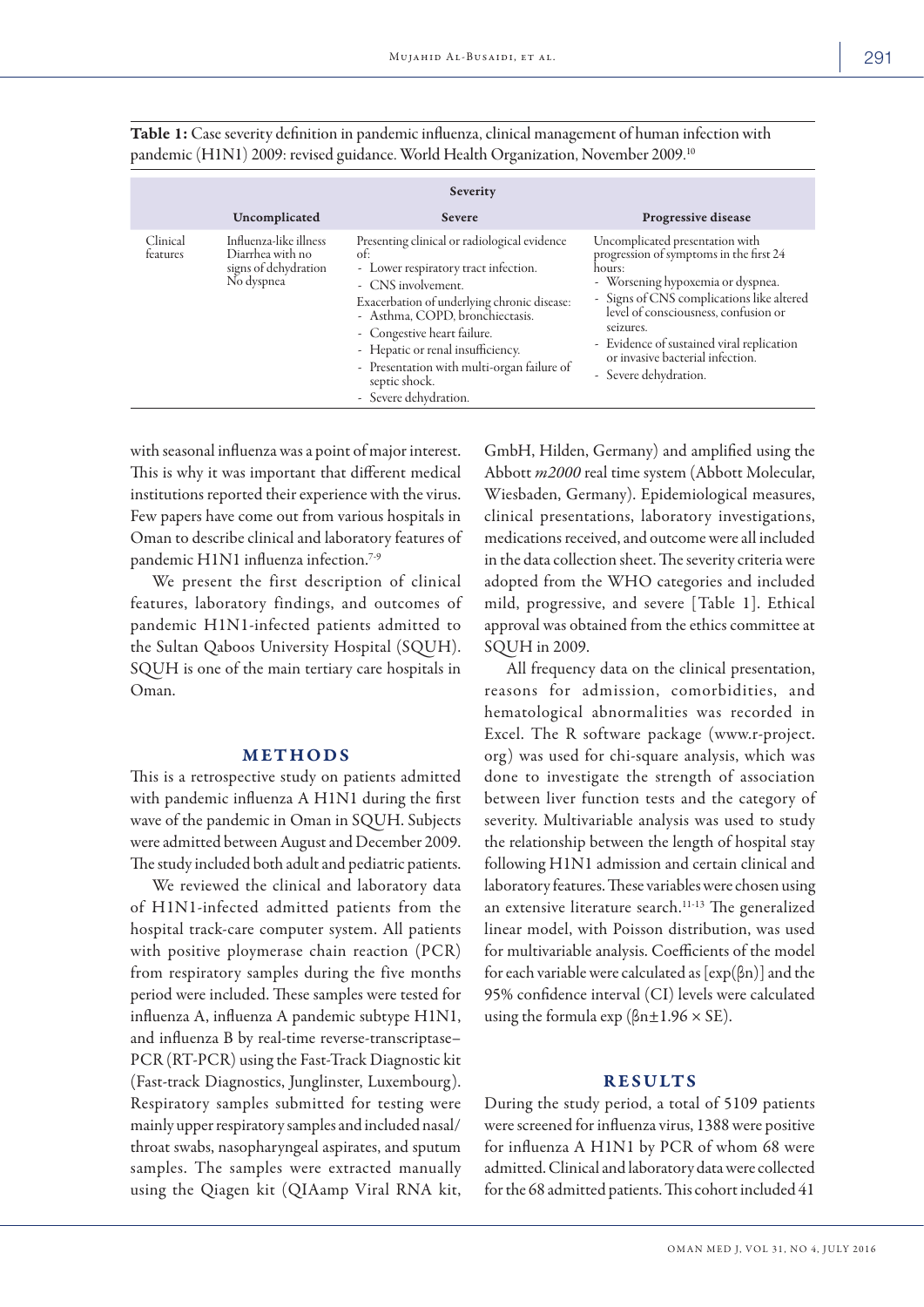**Table 1:** Case severity definition in pandemic influenza, clinical management of human infection with pandemic (H1N1) 2009: revised guidance. World Health Organization, November 2009.[10]

| | Severity | | |
|---|---|---|---|
| | Uncomplicated | Severe | Progressive disease |
| Clinical features | Influenza-like illness<br>Diarrhea with no signs of dehydration<br>No dyspnea | Presenting clinical or radiological evidence of:<br>- Lower respiratory tract infection.<br>- CNS involvement.<br>Exacerbation of underlying chronic disease:<br>- Asthma, COPD, bronchiectasis.<br>- Congestive heart failure.<br>- Hepatic or renal insufficiency.<br>- Presentation with multi-organ failure of septic shock.<br>- Severe dehydration. | Uncomplicated presentation with progression of symptoms in the first 24 hours:<br>- Worsening hypoxemia or dyspnea.<br>- Signs of CNS complications like altered level of consciousness, confusion or seizures.<br>- Evidence of sustained viral replication or invasive bacterial infection.<br>- Severe dehydration. |

with seasonal influenza was a point of major interest. This is why it was important that different medical institutions reported their experience with the virus. Few papers have come out from various hospitals in Oman to describe clinical and laboratory features of pandemic H1N1 influenza infection.[7-9]

We present the first description of clinical features, laboratory findings, and outcomes of pandemic H1N1-infected patients admitted to the Sultan Qaboos University Hospital (SQUH). SQUH is one of the main tertiary care hospitals in Oman.

## METHODS

This is a retrospective study on patients admitted with pandemic influenza A H1N1 during the first wave of the pandemic in Oman in SQUH. Subjects were admitted between August and December 2009. The study included both adult and pediatric patients.

We reviewed the clinical and laboratory data of H1N1-infected admitted patients from the hospital track-care computer system. All patients with positive ploymerase chain reaction (PCR) from respiratory samples during the five months period were included. These samples were tested for influenza A, influenza A pandemic subtype H1N1, and influenza B by real-time reverse-transcriptase–PCR (RT-PCR) using the Fast-Track Diagnostic kit (Fast-track Diagnostics, Junglinster, Luxembourg). Respiratory samples submitted for testing were mainly upper respiratory samples and included nasal/throat swabs, nasopharyngeal aspirates, and sputum samples. The samples were extracted manually using the Qiagen kit (QIAamp Viral RNA kit, GmbH, Hilden, Germany) and amplified using the Abbott *m2000* real time system (Abbott Molecular, Wiesbaden, Germany). Epidemiological measures, clinical presentations, laboratory investigations, medications received, and outcome were all included in the data collection sheet. The severity criteria were adopted from the WHO categories and included mild, progressive, and severe [Table 1]. Ethical approval was obtained from the ethics committee at SQUH in 2009.

All frequency data on the clinical presentation, reasons for admission, comorbidities, and hematological abnormalities was recorded in Excel. The R software package (www.r-project.org) was used for chi-square analysis, which was done to investigate the strength of association between liver function tests and the category of severity. Multivariable analysis was used to study the relationship between the length of hospital stay following H1N1 admission and certain clinical and laboratory features. These variables were chosen using an extensive literature search.[11-13] The generalized linear model, with Poisson distribution, was used for multivariable analysis. Coefficients of the model for each variable were calculated as [$\exp(\beta n)$] and the 95% confidence interval (CI) levels were calculated using the formula $\exp(\beta n \pm 1.96 \times SE)$.

## RESULTS

During the study period, a total of 5109 patients were screened for influenza virus, 1388 were positive for influenza A H1N1 by PCR of whom 68 were admitted. Clinical and laboratory data were collected for the 68 admitted patients. This cohort included 41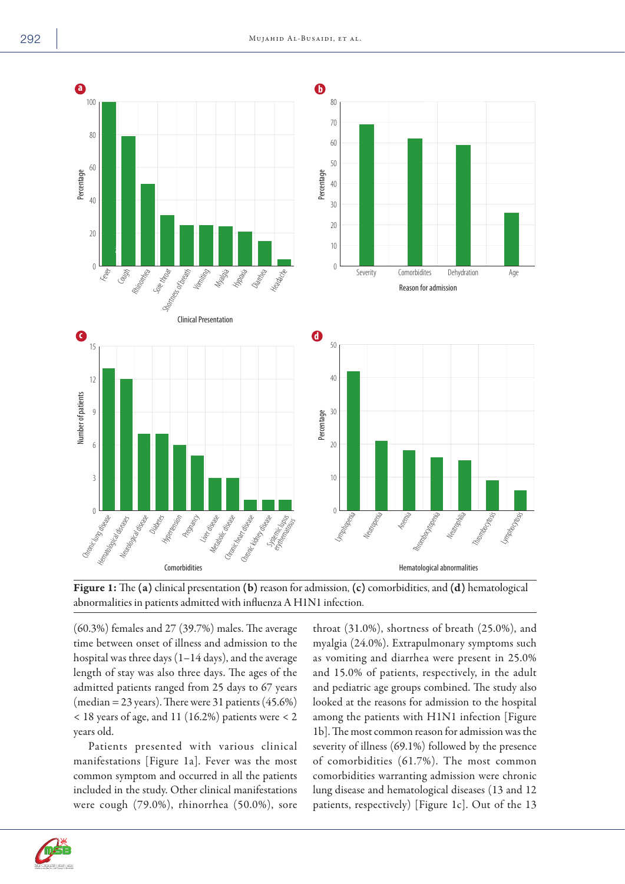**Figure 1:** The **(a)** clinical presentation **(b)** reason for admission, **(c)** comorbidities, and **(d)** hematological abnormalities in patients admitted with influenza A H1N1 infection.

(60.3%) females and 27 (39.7%) males. The average time between onset of illness and admission to the hospital was three days (1–14 days), and the average length of stay was also three days. The ages of the admitted patients ranged from 25 days to 67 years (median = 23 years). There were 31 patients (45.6%) < 18 years of age, and 11 (16.2%) patients were < 2 years old.

Patients presented with various clinical manifestations [Figure 1a]. Fever was the most common symptom and occurred in all the patients included in the study. Other clinical manifestations were cough (79.0%), rhinorrhea (50.0%), sore throat (31.0%), shortness of breath (25.0%), and myalgia (24.0%). Extrapulmonary symptoms such as vomiting and diarrhea were present in 25.0% and 15.0% of patients, respectively, in the adult and pediatric age groups combined. The study also looked at the reasons for admission to the hospital among the patients with H1N1 infection [Figure 1b]. The most common reason for admission was the severity of illness (69.1%) followed by the presence of comorbidities (61.7%). The most common comorbidities warranting admission were chronic lung disease and hematological diseases (13 and 12 patients, respectively) [Figure 1c]. Out of the 13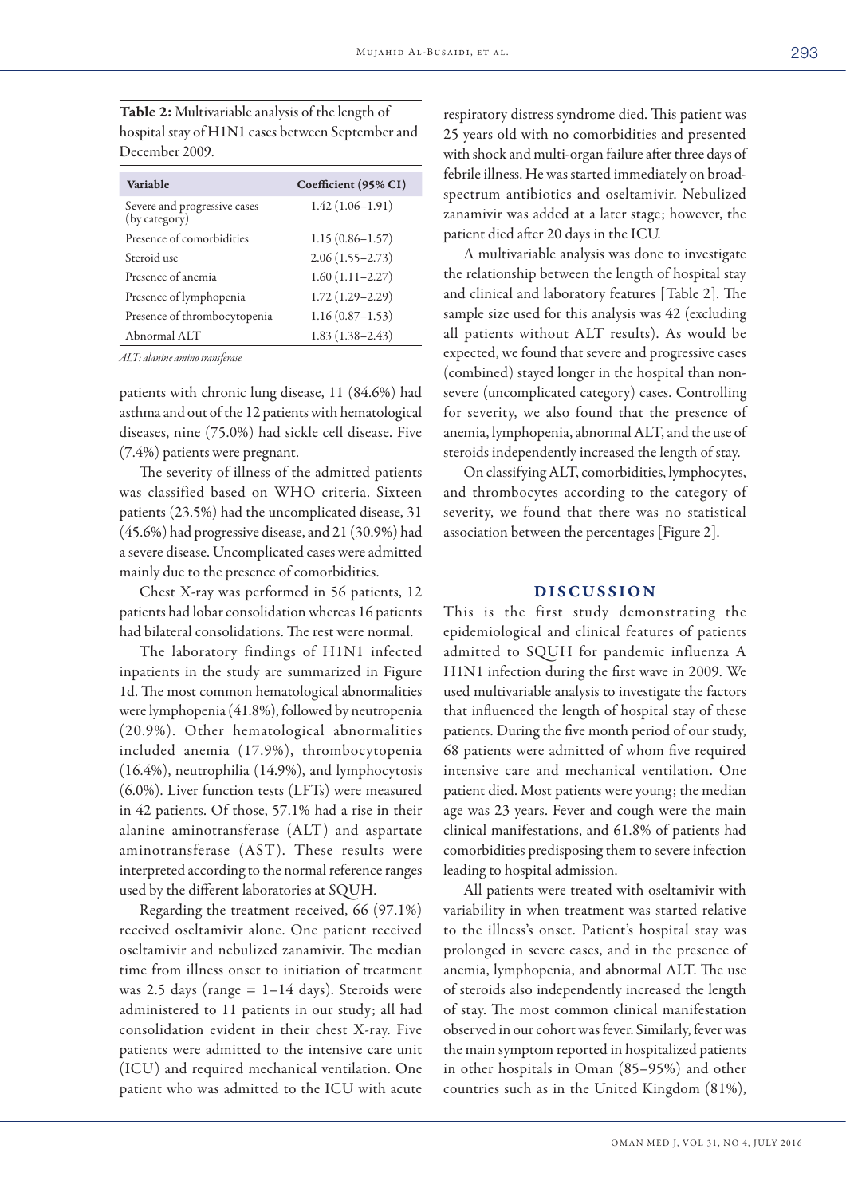**Table 2:** Multivariable analysis of the length of hospital stay of H1N1 cases between September and December 2009.

| Variable | Coefficient (95% CI) |
|---|---|
| Severe and progressive cases (by category) | 1.42 (1.06–1.91) |
| Presence of comorbidities | 1.15 (0.86–1.57) |
| Steroid use | 2.06 (1.55–2.73) |
| Presence of anemia | 1.60 (1.11–2.27) |
| Presence of lymphopenia | 1.72 (1.29–2.29) |
| Presence of thrombocytopenia | 1.16 (0.87–1.53) |
| Abnormal ALT | 1.83 (1.38–2.43) |

*ALT: alanine amino transferase.*

patients with chronic lung disease, 11 (84.6%) had asthma and out of the 12 patients with hematological diseases, nine (75.0%) had sickle cell disease. Five (7.4%) patients were pregnant.

The severity of illness of the admitted patients was classified based on WHO criteria. Sixteen patients (23.5%) had the uncomplicated disease, 31 (45.6%) had progressive disease, and 21 (30.9%) had a severe disease. Uncomplicated cases were admitted mainly due to the presence of comorbidities.

Chest X-ray was performed in 56 patients, 12 patients had lobar consolidation whereas 16 patients had bilateral consolidations. The rest were normal.

The laboratory findings of H1N1 infected inpatients in the study are summarized in Figure 1d. The most common hematological abnormalities were lymphopenia (41.8%), followed by neutropenia (20.9%). Other hematological abnormalities included anemia (17.9%), thrombocytopenia (16.4%), neutrophilia (14.9%), and lymphocytosis (6.0%). Liver function tests (LFTs) were measured in 42 patients. Of those, 57.1% had a rise in their alanine aminotransferase (ALT) and aspartate aminotransferase (AST). These results were interpreted according to the normal reference ranges used by the different laboratories at SQUH.

Regarding the treatment received, 66 (97.1%) received oseltamivir alone. One patient received oseltamivir and nebulized zanamivir. The median time from illness onset to initiation of treatment was 2.5 days (range = 1–14 days). Steroids were administered to 11 patients in our study; all had consolidation evident in their chest X-ray. Five patients were admitted to the intensive care unit (ICU) and required mechanical ventilation. One patient who was admitted to the ICU with acute respiratory distress syndrome died. This patient was 25 years old with no comorbidities and presented with shock and multi-organ failure after three days of febrile illness. He was started immediately on broad-spectrum antibiotics and oseltamivir. Nebulized zanamivir was added at a later stage; however, the patient died after 20 days in the ICU.

A multivariable analysis was done to investigate the relationship between the length of hospital stay and clinical and laboratory features [Table 2]. The sample size used for this analysis was 42 (excluding all patients without ALT results). As would be expected, we found that severe and progressive cases (combined) stayed longer in the hospital than non-severe (uncomplicated category) cases. Controlling for severity, we also found that the presence of anemia, lymphopenia, abnormal ALT, and the use of steroids independently increased the length of stay.

On classifying ALT, comorbidities, lymphocytes, and thrombocytes according to the category of severity, we found that there was no statistical association between the percentages [Figure 2].

## DISCUSSION

This is the first study demonstrating the epidemiological and clinical features of patients admitted to SQUH for pandemic influenza A H1N1 infection during the first wave in 2009. We used multivariable analysis to investigate the factors that influenced the length of hospital stay of these patients. During the five month period of our study, 68 patients were admitted of whom five required intensive care and mechanical ventilation. One patient died. Most patients were young; the median age was 23 years. Fever and cough were the main clinical manifestations, and 61.8% of patients had comorbidities predisposing them to severe infection leading to hospital admission.

All patients were treated with oseltamivir with variability in when treatment was started relative to the illness's onset. Patient's hospital stay was prolonged in severe cases, and in the presence of anemia, lymphopenia, and abnormal ALT. The use of steroids also independently increased the length of stay. The most common clinical manifestation observed in our cohort was fever. Similarly, fever was the main symptom reported in hospitalized patients in other hospitals in Oman (85–95%) and other countries such as in the United Kingdom (81%),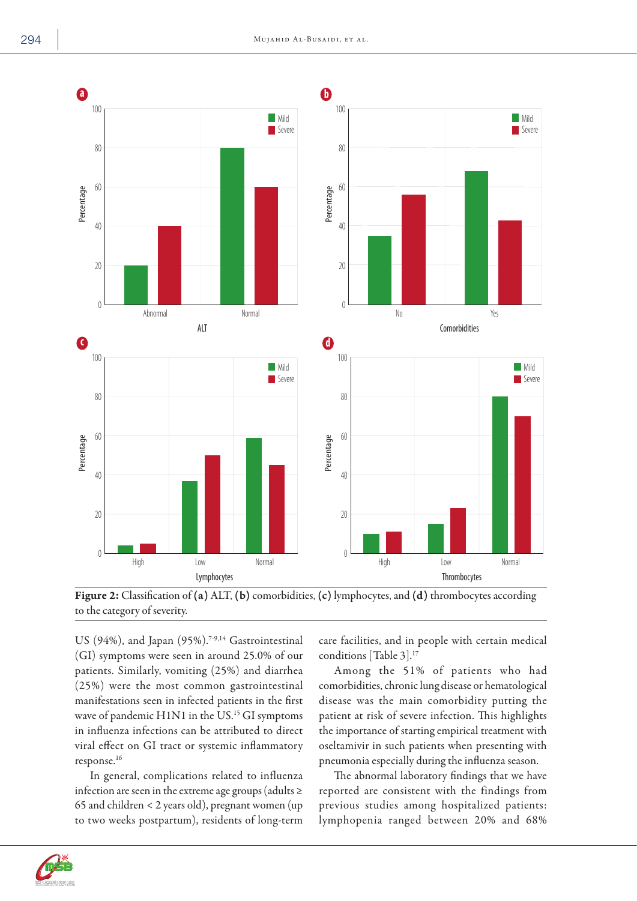Figure 2: Classification of (a) ALT, (b) comorbidities, (c) lymphocytes, and (d) thrombocytes according to the category of severity.

US (94%), and Japan (95%).[7-9,14] Gastrointestinal (GI) symptoms were seen in around 25.0% of our patients. Similarly, vomiting (25%) and diarrhea (25%) were the most common gastrointestinal manifestations seen in infected patients in the first wave of pandemic H1N1 in the US.[15] GI symptoms in influenza infections can be attributed to direct viral effect on GI tract or systemic inflammatory response.[16]

In general, complications related to influenza infection are seen in the extreme age groups (adults ≥ 65 and children < 2 years old), pregnant women (up to two weeks postpartum), residents of long-term care facilities, and in people with certain medical conditions [Table 3].[17]

Among the 51% of patients who had comorbidities, chronic lung disease or hematological disease was the main comorbidity putting the patient at risk of severe infection. This highlights the importance of starting empirical treatment with oseltamivir in such patients when presenting with pneumonia especially during the influenza season.

The abnormal laboratory findings that we have reported are consistent with the findings from previous studies among hospitalized patients: lymphopenia ranged between 20% and 68%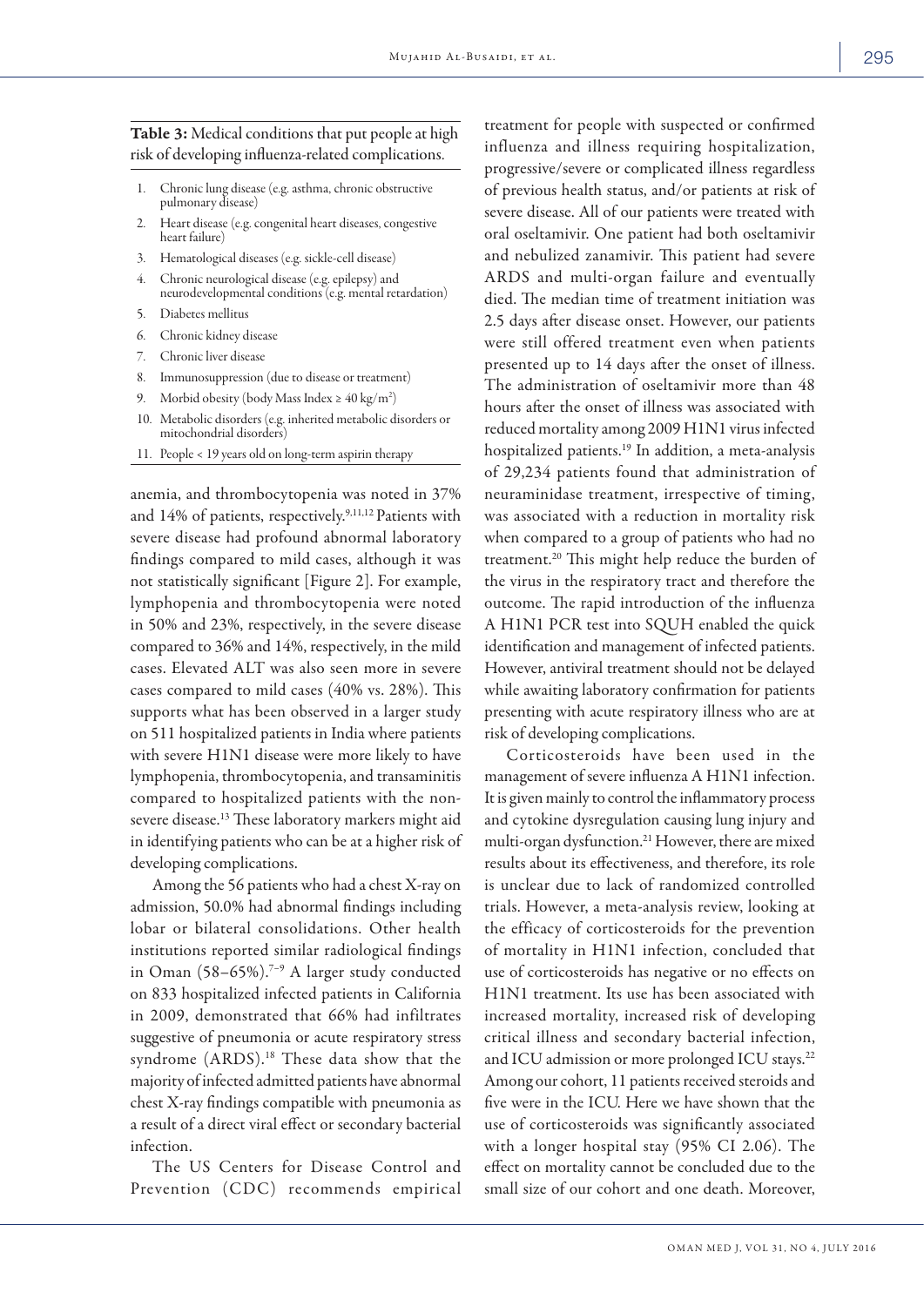**Table 3:** Medical conditions that put people at high risk of developing influenza-related complications.

1. Chronic lung disease (e.g. asthma, chronic obstructive pulmonary disease)
2. Heart disease (e.g. congenital heart diseases, congestive heart failure)
3. Hematological diseases (e.g. sickle-cell disease)
4. Chronic neurological disease (e.g. epilepsy) and neurodevelopmental conditions (e.g. mental retardation)
5. Diabetes mellitus
6. Chronic kidney disease
7. Chronic liver disease
8. Immunosuppression (due to disease or treatment)
9. Morbid obesity (body Mass Index ≥ 40 kg/m$^2$)
10. Metabolic disorders (e.g. inherited metabolic disorders or mitochondrial disorders)
11. People < 19 years old on long-term aspirin therapy

anemia, and thrombocytopenia was noted in 37% and 14% of patients, respectively.[9,11,12] Patients with severe disease had profound abnormal laboratory findings compared to mild cases, although it was not statistically significant [Figure 2]. For example, lymphopenia and thrombocytopenia were noted in 50% and 23%, respectively, in the severe disease compared to 36% and 14%, respectively, in the mild cases. Elevated ALT was also seen more in severe cases compared to mild cases (40% vs. 28%). This supports what has been observed in a larger study on 511 hospitalized patients in India where patients with severe H1N1 disease were more likely to have lymphopenia, thrombocytopenia, and transaminitis compared to hospitalized patients with the non-severe disease.[13] These laboratory markers might aid in identifying patients who can be at a higher risk of developing complications.

Among the 56 patients who had a chest X-ray on admission, 50.0% had abnormal findings including lobar or bilateral consolidations. Other health institutions reported similar radiological findings in Oman (58–65%).[7–9] A larger study conducted on 833 hospitalized infected patients in California in 2009, demonstrated that 66% had infiltrates suggestive of pneumonia or acute respiratory stress syndrome (ARDS).[18] These data show that the majority of infected admitted patients have abnormal chest X-ray findings compatible with pneumonia as a result of a direct viral effect or secondary bacterial infection.

The US Centers for Disease Control and Prevention (CDC) recommends empirical treatment for people with suspected or confirmed influenza and illness requiring hospitalization, progressive/severe or complicated illness regardless of previous health status, and/or patients at risk of severe disease. All of our patients were treated with oral oseltamivir. One patient had both oseltamivir and nebulized zanamivir. This patient had severe ARDS and multi-organ failure and eventually died. The median time of treatment initiation was 2.5 days after disease onset. However, our patients were still offered treatment even when patients presented up to 14 days after the onset of illness. The administration of oseltamivir more than 48 hours after the onset of illness was associated with reduced mortality among 2009 H1N1 virus infected hospitalized patients.[19] In addition, a meta-analysis of 29,234 patients found that administration of neuraminidase treatment, irrespective of timing, was associated with a reduction in mortality risk when compared to a group of patients who had no treatment.[20] This might help reduce the burden of the virus in the respiratory tract and therefore the outcome. The rapid introduction of the influenza A H1N1 PCR test into SQUH enabled the quick identification and management of infected patients. However, antiviral treatment should not be delayed while awaiting laboratory confirmation for patients presenting with acute respiratory illness who are at risk of developing complications.

Corticosteroids have been used in the management of severe influenza A H1N1 infection. It is given mainly to control the inflammatory process and cytokine dysregulation causing lung injury and multi-organ dysfunction.[21] However, there are mixed results about its effectiveness, and therefore, its role is unclear due to lack of randomized controlled trials. However, a meta-analysis review, looking at the efficacy of corticosteroids for the prevention of mortality in H1N1 infection, concluded that use of corticosteroids has negative or no effects on H1N1 treatment. Its use has been associated with increased mortality, increased risk of developing critical illness and secondary bacterial infection, and ICU admission or more prolonged ICU stays.[22] Among our cohort, 11 patients received steroids and five were in the ICU. Here we have shown that the use of corticosteroids was significantly associated with a longer hospital stay (95% CI 2.06). The effect on mortality cannot be concluded due to the small size of our cohort and one death. Moreover,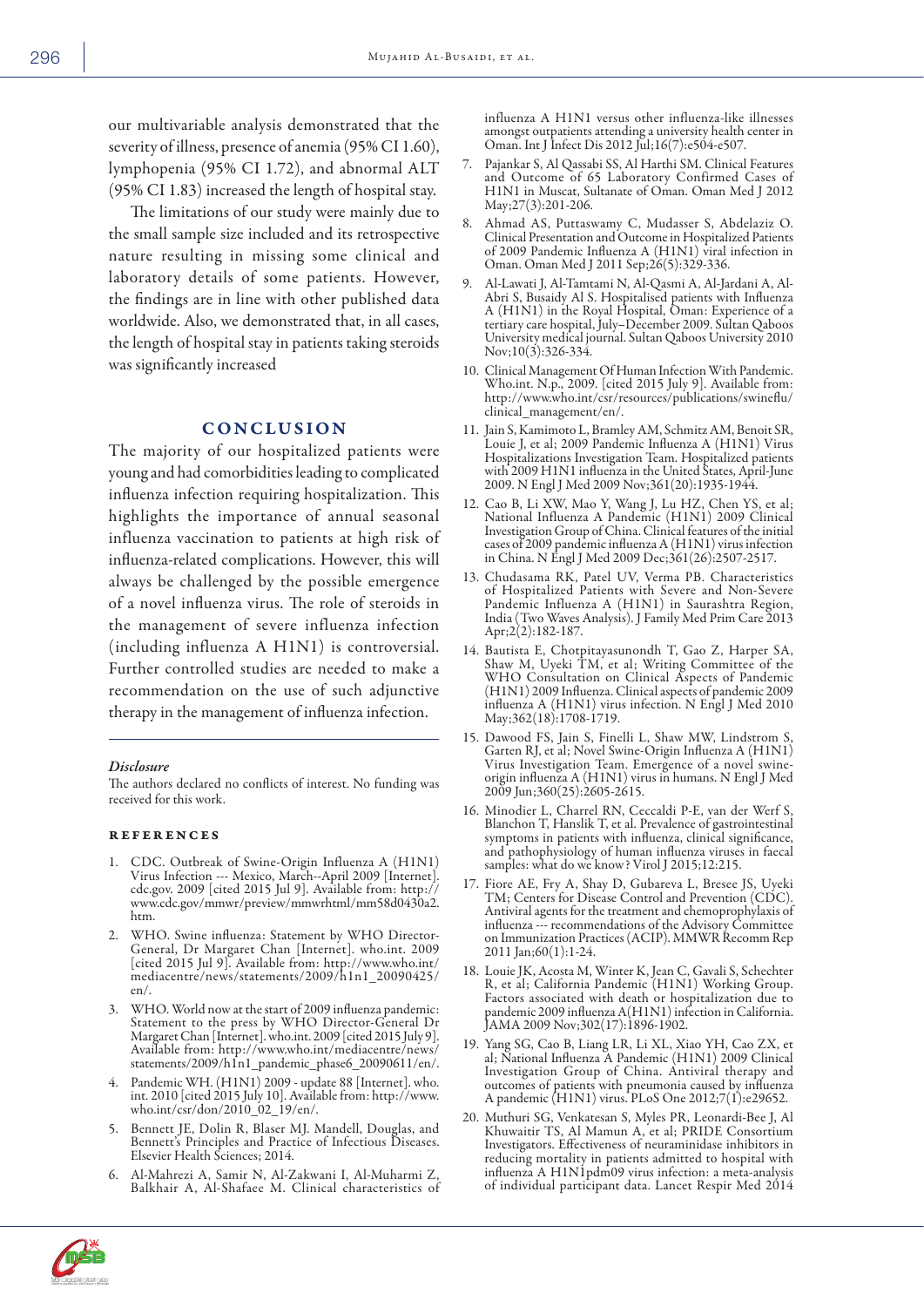our multivariable analysis demonstrated that the severity of illness, presence of anemia (95% CI 1.60), lymphopenia (95% CI 1.72), and abnormal ALT (95% CI 1.83) increased the length of hospital stay.

The limitations of our study were mainly due to the small sample size included and its retrospective nature resulting in missing some clinical and laboratory details of some patients. However, the findings are in line with other published data worldwide. Also, we demonstrated that, in all cases, the length of hospital stay in patients taking steroids was significantly increased

## CONCLUSION

The majority of our hospitalized patients were young and had comorbidities leading to complicated influenza infection requiring hospitalization. This highlights the importance of annual seasonal influenza vaccination to patients at high risk of influenza-related complications. However, this will always be challenged by the possible emergence of a novel influenza virus. The role of steroids in the management of severe influenza infection (including influenza A H1N1) is controversial. Further controlled studies are needed to make a recommendation on the use of such adjunctive therapy in the management of influenza infection.

---

*Disclosure*

The authors declared no conflicts of interest. No funding was received for this work.

### REFERENCES

1. CDC. Outbreak of Swine-Origin Influenza A (H1N1) Virus Infection --- Mexico, March--April 2009 [Internet]. cdc.gov. 2009 [cited 2015 Jul 9]. Available from: http://www.cdc.gov/mmwr/preview/mmwrhtml/mm58d0430a2.htm.
2. WHO. Swine influenza: Statement by WHO Director-General, Dr Margaret Chan [Internet]. who.int. 2009 [cited 2015 Jul 9]. Available from: http://www.who.int/mediacentre/news/statements/2009/h1n1_20090425/en/.
3. WHO. World now at the start of 2009 influenza pandemic: Statement to the press by WHO Director-General Dr Margaret Chan [Internet]. who.int. 2009 [cited 2015 July 9]. Available from: http://www.who.int/mediacentre/news/statements/2009/h1n1_pandemic_phase6_20090611/en/.
4. Pandemic WH. (H1N1) 2009 - update 88 [Internet]. who.int. 2010 [cited 2015 July 10]. Available from: http://www.who.int/csr/don/2010_02_19/en/.
5. Bennett JE, Dolin R, Blaser MJ. Mandell, Douglas, and Bennett's Principles and Practice of Infectious Diseases. Elsevier Health Sciences; 2014.
6. Al-Mahrezi A, Samir N, Al-Zakwani I, Al-Muharmi Z, Balkhair A, Al-Shafaee M. Clinical characteristics of influenza A H1N1 versus other influenza-like illnesses amongst outpatients attending a university health center in Oman. Int J Infect Dis 2012 Jul;16(7):e504-e507.
7. Pajankar S, Al Qassabi SS, Al Harthi SM. Clinical Features and Outcome of 65 Laboratory Confirmed Cases of H1N1 in Muscat, Sultanate of Oman. Oman Med J 2012 May;27(3):201-206.
8. Ahmad AS, Puttaswamy C, Mudasser S, Abdelaziz O. Clinical Presentation and Outcome in Hospitalized Patients of 2009 Pandemic Influenza A (H1N1) viral infection in Oman. Oman Med J 2011 Sep;26(5):329-336.
9. Al-Lawati J, Al-Tamtami N, Al-Qasmi A, Al-Jardani A, Al-Abri S, Busaidy Al S. Hospitalised patients with Influenza A (H1N1) in the Royal Hospital, Oman: Experience of a tertiary care hospital, July–December 2009. Sultan Qaboos University medical journal. Sultan Qaboos University 2010 Nov;10(3):326-334.
10. Clinical Management Of Human Infection With Pandemic. Who.int. N.p., 2009. [cited 2015 July 9]. Available from: http://www.who.int/csr/resources/publications/swineflu/clinical_management/en/.
11. Jain S, Kamimoto L, Bramley AM, Schmitz AM, Benoit SR, Louie J, et al; 2009 Pandemic Influenza A (H1N1) Virus Hospitalizations Investigation Team. Hospitalized patients with 2009 H1N1 influenza in the United States, April-June 2009. N Engl J Med 2009 Nov;361(20):1935-1944.
12. Cao B, Li XW, Mao Y, Wang J, Lu HZ, Chen YS, et al; National Influenza A Pandemic (H1N1) 2009 Clinical Investigation Group of China. Clinical features of the initial cases of 2009 pandemic influenza A (H1N1) virus infection in China. N Engl J Med 2009 Dec;361(26):2507-2517.
13. Chudasama RK, Patel UV, Verma PB. Characteristics of Hospitalized Patients with Severe and Non-Severe Pandemic Influenza A (H1N1) in Saurashtra Region, India (Two Waves Analysis). J Family Med Prim Care 2013 Apr;2(2):182-187.
14. Bautista E, Chotpitayasunondh T, Gao Z, Harper SA, Shaw M, Uyeki TM, et al; Writing Committee of the WHO Consultation on Clinical Aspects of Pandemic (H1N1) 2009 Influenza. Clinical aspects of pandemic 2009 influenza A (H1N1) virus infection. N Engl J Med 2010 May;362(18):1708-1719.
15. Dawood FS, Jain S, Finelli L, Shaw MW, Lindstrom S, Garten RJ, et al; Novel Swine-Origin Influenza A (H1N1) Virus Investigation Team. Emergence of a novel swine-origin influenza A (H1N1) virus in humans. N Engl J Med 2009 Jun;360(25):2605-2615.
16. Minodier L, Charrel RN, Ceccaldi P-E, van der Werf S, Blanchon T, Hanslik T, et al. Prevalence of gastrointestinal symptoms in patients with influenza, clinical significance, and pathophysiology of human influenza viruses in faecal samples: what do we know? Virol J 2015;12:215.
17. Fiore AE, Fry A, Shay D, Gubareva L, Bresee JS, Uyeki TM; Centers for Disease Control and Prevention (CDC). Antiviral agents for the treatment and chemoprophylaxis of influenza --- recommendations of the Advisory Committee on Immunization Practices (ACIP). MMWR Recomm Rep 2011 Jan;60(1):1-24.
18. Louie JK, Acosta M, Winter K, Jean C, Gavali S, Schechter R, et al; California Pandemic (H1N1) Working Group. Factors associated with death or hospitalization due to pandemic 2009 influenza A(H1N1) infection in California. JAMA 2009 Nov;302(17):1896-1902.
19. Yang SG, Cao B, Liang LR, Li XL, Xiao YH, Cao ZX, et al; National Influenza A Pandemic (H1N1) 2009 Clinical Investigation Group of China. Antiviral therapy and outcomes of patients with pneumonia caused by influenza A pandemic (H1N1) virus. PLoS One 2012;7(1):e29652.
20. Muthuri SG, Venkatesan S, Myles PR, Leonardi-Bee J, Al Khuwaitir TS, Al Mamun A, et al; PRIDE Consortium Investigators. Effectiveness of neuraminidase inhibitors in reducing mortality in patients admitted to hospital with influenza A H1N1pdm09 virus infection: a meta-analysis of individual participant data. Lancet Respir Med 2014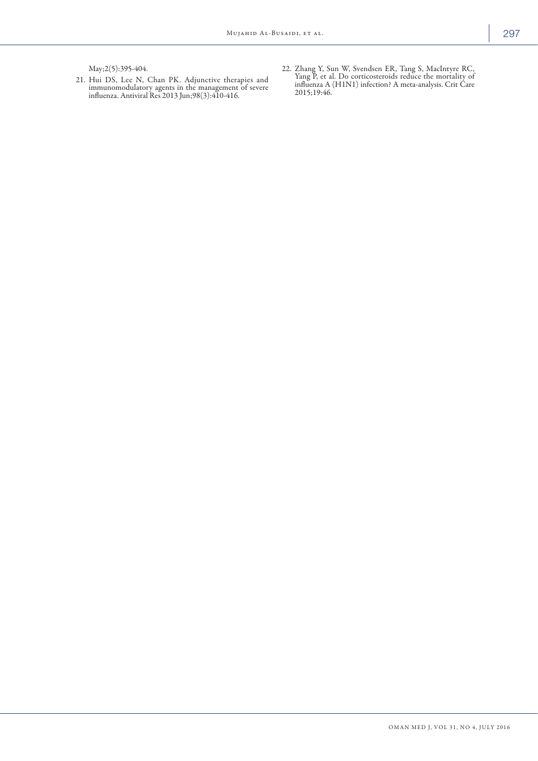May;2(5):395-404.

21. Hui DS, Lee N, Chan PK. Adjunctive therapies and immunomodulatory agents in the management of severe influenza. Antiviral Res 2013 Jun;98(3):410-416.
22. Zhang Y, Sun W, Svendsen ER, Tang S, MacIntyre RC, Yang P, et al. Do corticosteroids reduce the mortality of influenza A (H1N1) infection? A meta-analysis. Crit Care 2015;19:46.